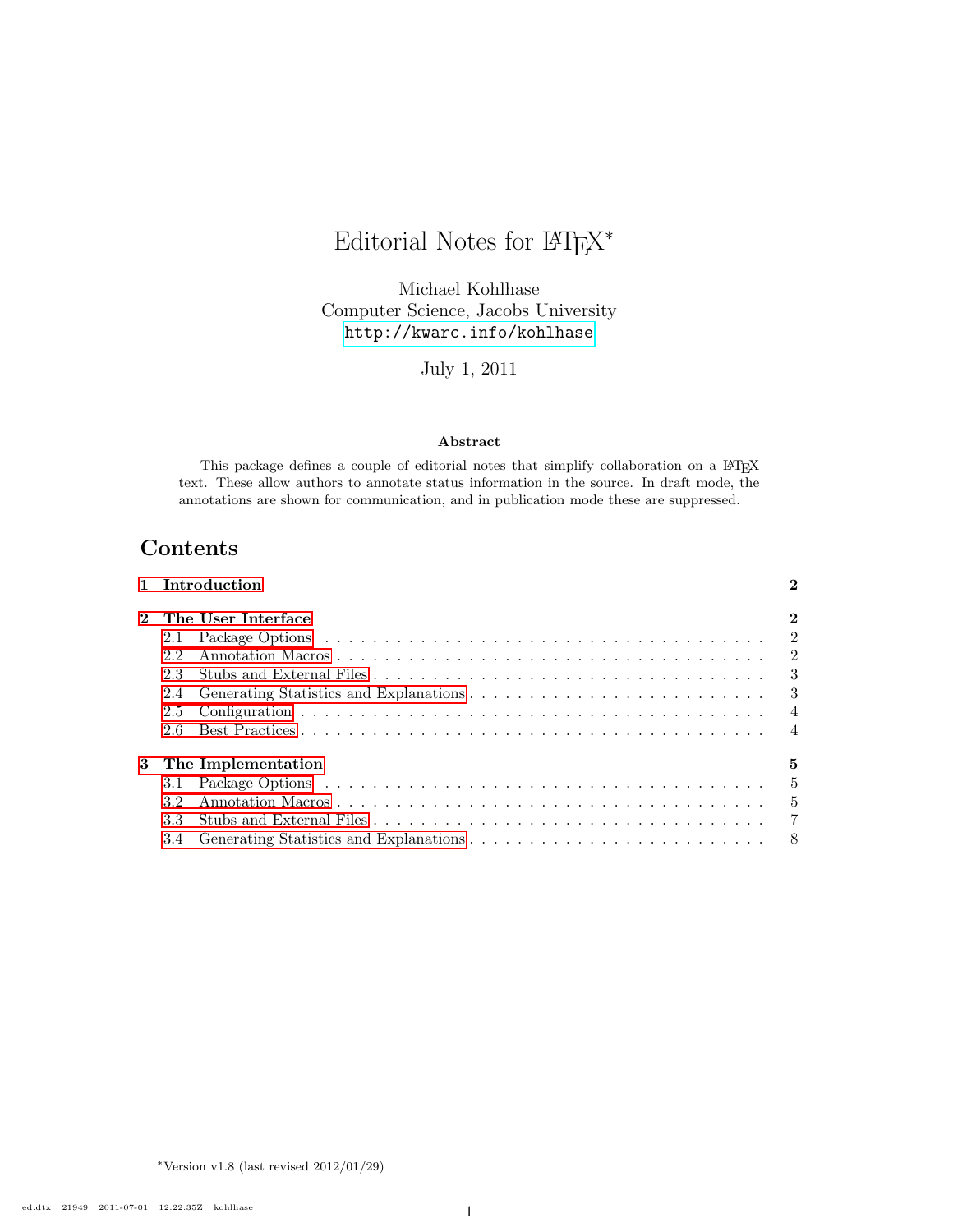# Editorial Notes for LaTeX*

Michael Kohlhase
Computer Science, Jacobs University
http://kwarc.info/kohlhase

July 1, 2011

### Abstract

This package defines a couple of editorial notes that simplify collaboration on a LaTeX text. These allow authors to annotate status information in the source. In draft mode, the annotations are shown for communication, and in publication mode these are suppressed.

## Contents

| | |
|---|---|
| **1 Introduction** | **2** |
| **2 The User Interface** | **2** |
| 2.1 Package Options | 2 |
| 2.2 Annotation Macros | 2 |
| 2.3 Stubs and External Files | 3 |
| 2.4 Generating Statistics and Explanations | 3 |
| 2.5 Configuration | 4 |
| 2.6 Best Practices | 4 |
| **3 The Implementation** | **5** |
| 3.1 Package Options | 5 |
| 3.2 Annotation Macros | 5 |
| 3.3 Stubs and External Files | 7 |
| 3.4 Generating Statistics and Explanations | 8 |

*Version v1.8 (last revised 2012/01/29)

ed.dtx 21949 2011-07-01 12:22:35Z kohlhase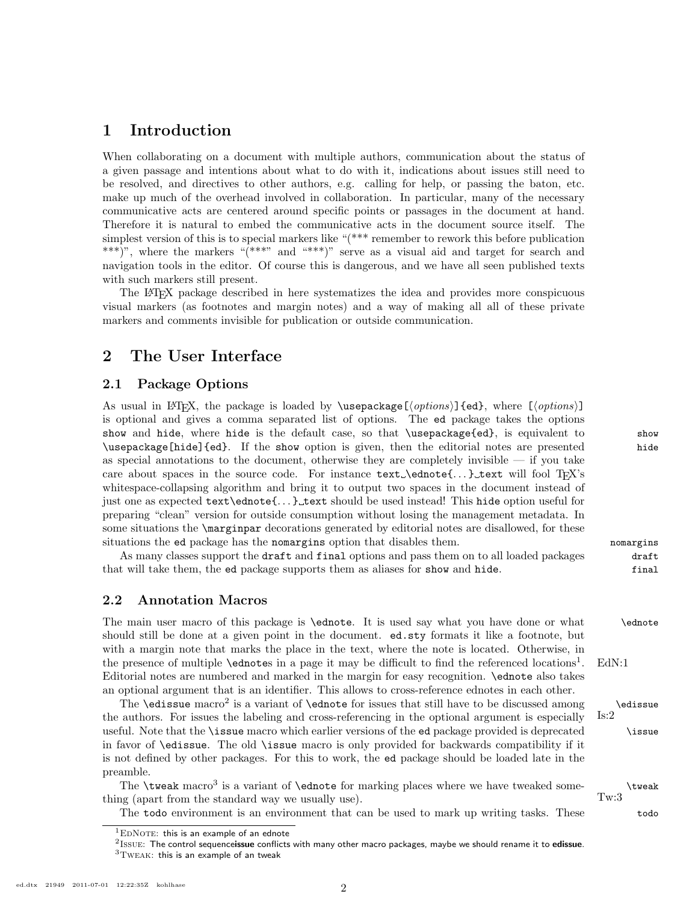# 1 Introduction

When collaborating on a document with multiple authors, communication about the status of a given passage and intentions about what to do with it, indications about issues still need to be resolved, and directives to other authors, e.g. calling for help, or passing the baton, etc. make up much of the overhead involved in collaboration. In particular, many of the necessary communicative acts are centered around specific points or passages in the document at hand. Therefore it is natural to embed the communicative acts in the document source itself. The simplest version of this is to special markers like "(*** remember to rework this before publication ***)", where the markers "(***" and "***)" serve as a visual aid and target for search and navigation tools in the editor. Of course this is dangerous, and we have all seen published texts with such markers still present.

The LaTeX package described in here systematizes the idea and provides more conspicuous visual markers (as footnotes and margin notes) and a way of making all all of these private markers and comments invisible for publication or outside communication.

# 2 The User Interface

## 2.1 Package Options

As usual in LaTeX, the package is loaded by `\usepackage[⟨options⟩]{ed}`, where `[⟨options⟩]` is optional and gives a comma separated list of options. The `ed` package takes the options `show` and `hide`, where `hide` is the default case, so that `\usepackage{ed}`, is equivalent to `\usepackage[hide]{ed}`. If the `show` option is given, then the editorial notes are presented as special annotations to the document, otherwise they are completely invisible — if you take care about spaces in the source code. For instance `text␣\ednote{...}␣text` will fool TeX's whitespace-collapsing algorithm and bring it to output two spaces in the document instead of just one as expected `text\ednote{...}␣text` should be used instead! This `hide` option useful for preparing "clean" version for outside consumption without losing the management metadata. In some situations the `\marginpar` decorations generated by editorial notes are disallowed, for these situations the `ed` package has the `nomargins` option that disables them.

show
hide
nomargins

As many classes support the `draft` and `final` options and pass them on to all loaded packages that will take them, the `ed` package supports them as aliases for `show` and `hide`.

draft
final

## 2.2 Annotation Macros

The main user macro of this package is `\ednote`. It is used say what you have done or what should still be done at a given point in the document. `ed.sty` formats it like a footnote, but with a margin note that marks the place in the text, where the note is located. Otherwise, in the presence of multiple `\ednote`s in a page it may be difficult to find the referenced locations[1]. Editorial notes are numbered and marked in the margin for easy recognition. `\ednote` also takes an optional argument that is an identifier. This allows to cross-reference ednotes in each other.

\ednote
EdN:1

The `\edissue` macro[2] is a variant of `\ednote` for issues that still have to be discussed among the authors. For issues the labeling and cross-referencing in the optional argument is especially useful. Note that the `\issue` macro which earlier versions of the `ed` package provided is deprecated in favor of `\edissue`. The old `\issue` macro is only provided for backwards compatibility if it is not defined by other packages. For this to work, the `ed` package should be loaded late in the preamble.

\edissue
Is:2
\issue

The `\tweak` macro[3] is a variant of `\ednote` for marking places where we have tweaked something (apart from the standard way we usually use).

\tweak
Tw:3

The `todo` environment is an environment that can be used to mark up writing tasks. These

todo

[1] EdNote: this is an example of an ednote
[2] Issue: The control sequence**issue** conflicts with many other macro packages, maybe we should rename it to **edissue**.
[3] Tweak: this is an example of an tweak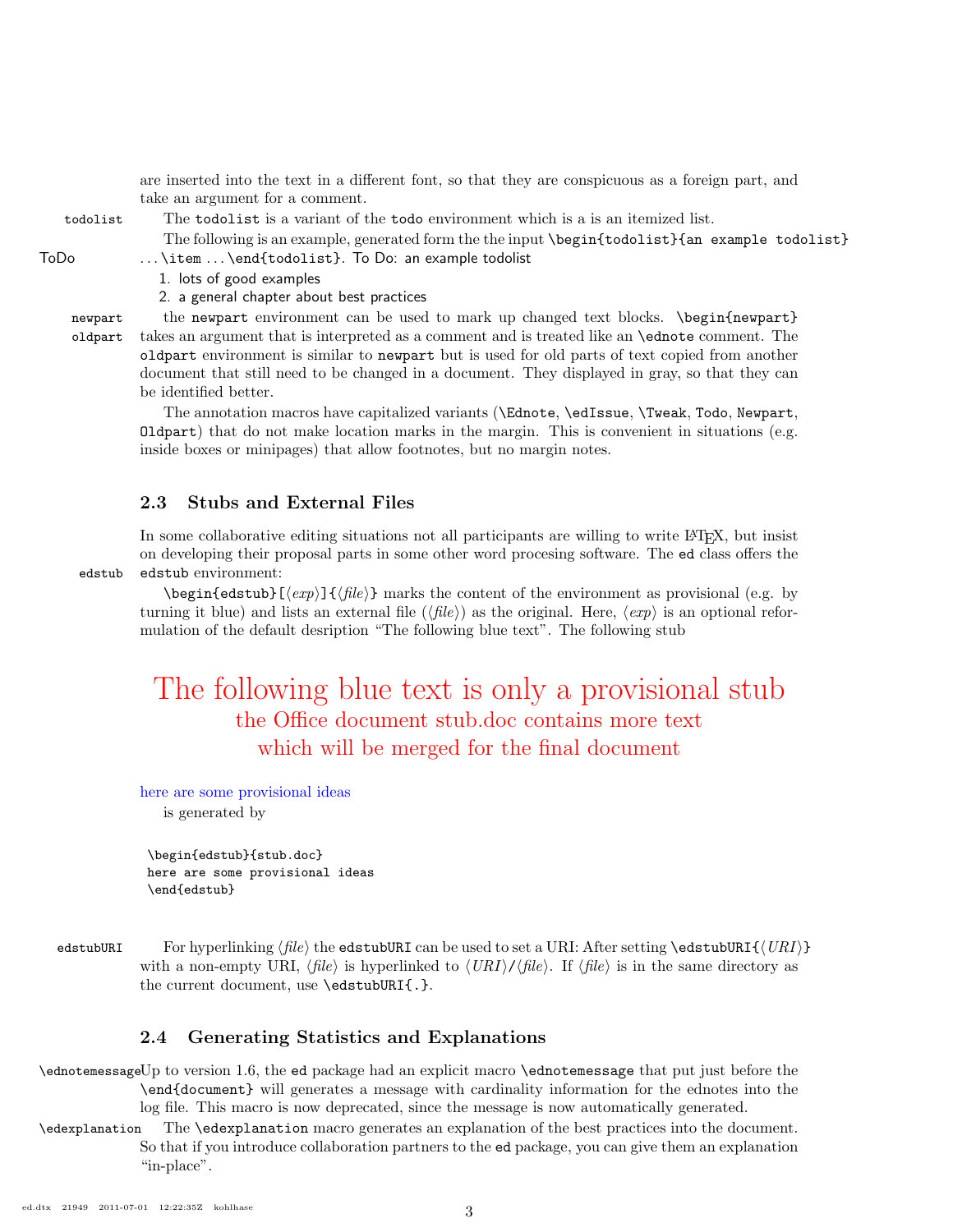are inserted into the text in a different font, so that they are conspicuous as a foreign part, and take an argument for a comment.

todolist The todolist is a variant of the todo environment which is a is an itemized list.

The following is an example, generated form the the input `\begin{todolist}{an example todolist}` ...`\item` ...`\end{todolist}`. To Do: an example todolist

ToDo

1. lots of good examples
2. a general chapter about best practices

newpart oldpart the newpart environment can be used to mark up changed text blocks. `\begin{newpart}` takes an argument that is interpreted as a comment and is treated like an `\ednote` comment. The oldpart environment is similar to newpart but is used for old parts of text copied from another document that still need to be changed in a document. They displayed in gray, so that they can be identified better.

The annotation macros have capitalized variants (`\Ednote`, `\edIssue`, `\Tweak`, `Todo`, `Newpart`, `Oldpart`) that do not make location marks in the margin. This is convenient in situations (e.g. inside boxes or minipages) that allow footnotes, but no margin notes.

## 2.3 Stubs and External Files

In some collaborative editing situations not all participants are willing to write LaTeX, but insist on developing their proposal parts in some other word procesing software. The ed class offers the edstub environment:

edstub

`\begin{edstub}[`⟨*exp*⟩`]{`⟨*file*⟩`}` marks the content of the environment as provisional (e.g. by turning it blue) and lists an external file (⟨*file*⟩) as the original. Here, ⟨*exp*⟩ is an optional reformulation of the default desription "The following blue text". The following stub

The following blue text is only a provisional stub
the Office document stub.doc contains more text
which will be merged for the final document

here are some provisional ideas

is generated by

```
\begin{edstub}{stub.doc}
here are some provisional ideas
\end{edstub}
```

edstubURI For hyperlinking ⟨*file*⟩ the edstubURI can be used to set a URI: After setting `\edstubURI{`⟨*URI*⟩`}` with a non-empty URI, ⟨*file*⟩ is hyperlinked to ⟨*URI*⟩/⟨*file*⟩. If ⟨*file*⟩ is in the same directory as the current document, use `\edstubURI{.}`.

## 2.4 Generating Statistics and Explanations

\ednotemessage Up to version 1.6, the ed package had an explicit macro `\ednotemessage` that put just before the `\end{document}` will generates a message with cardinality information for the ednotes into the log file. This macro is now deprecated, since the message is now automatically generated.

\edexplanation The `\edexplanation` macro generates an explanation of the best practices into the document. So that if you introduce collaboration partners to the ed package, you can give them an explanation "in-place".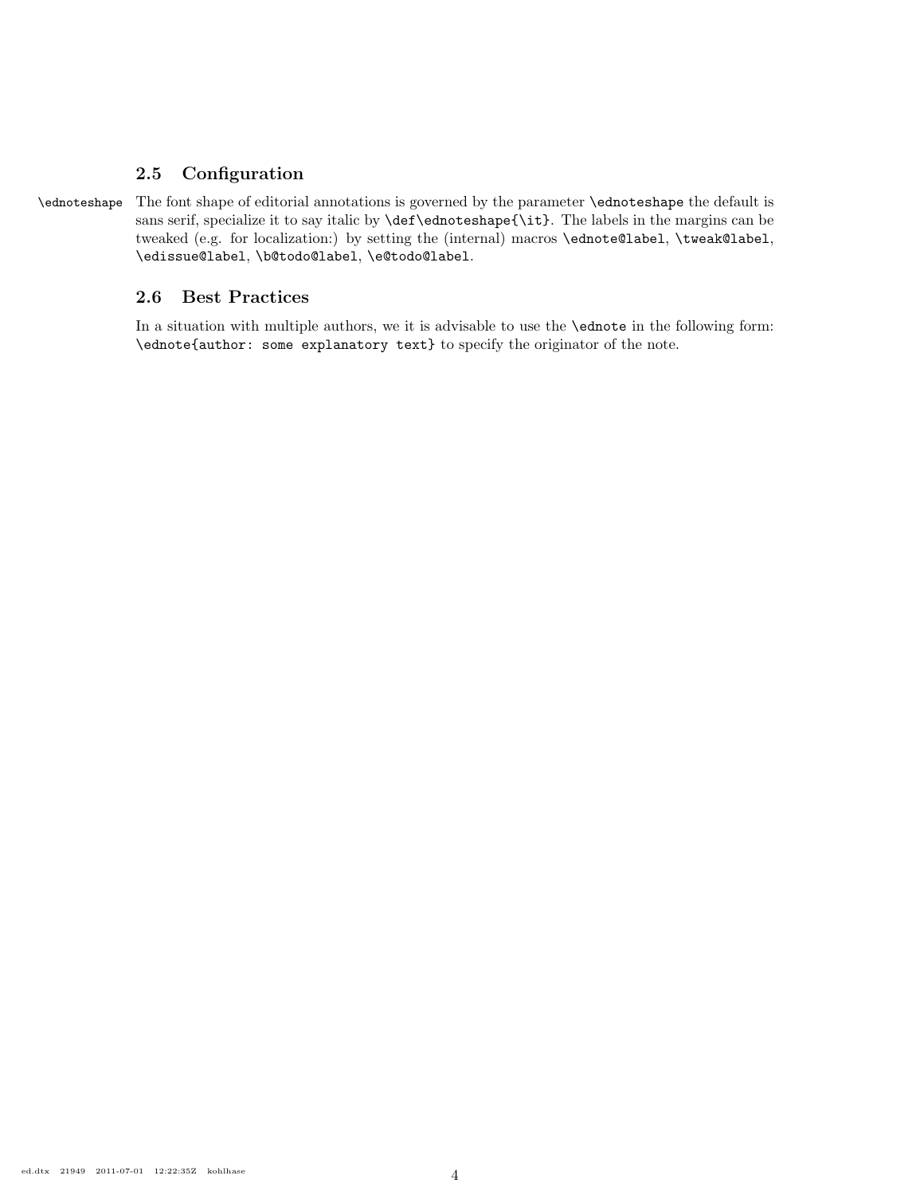## 2.5 Configuration

`\ednoteshape` The font shape of editorial annotations is governed by the parameter `\ednoteshape` the default is sans serif, specialize it to say italic by `\def\ednoteshape{\it}`. The labels in the margins can be tweaked (e.g. for localization:) by setting the (internal) macros `\ednote@label`, `\tweak@label`, `\edissue@label`, `\b@todo@label`, `\e@todo@label`.

## 2.6 Best Practices

In a situation with multiple authors, we it is advisable to use the `\ednote` in the following form: `\ednote{author: some explanatory text}` to specify the originator of the note.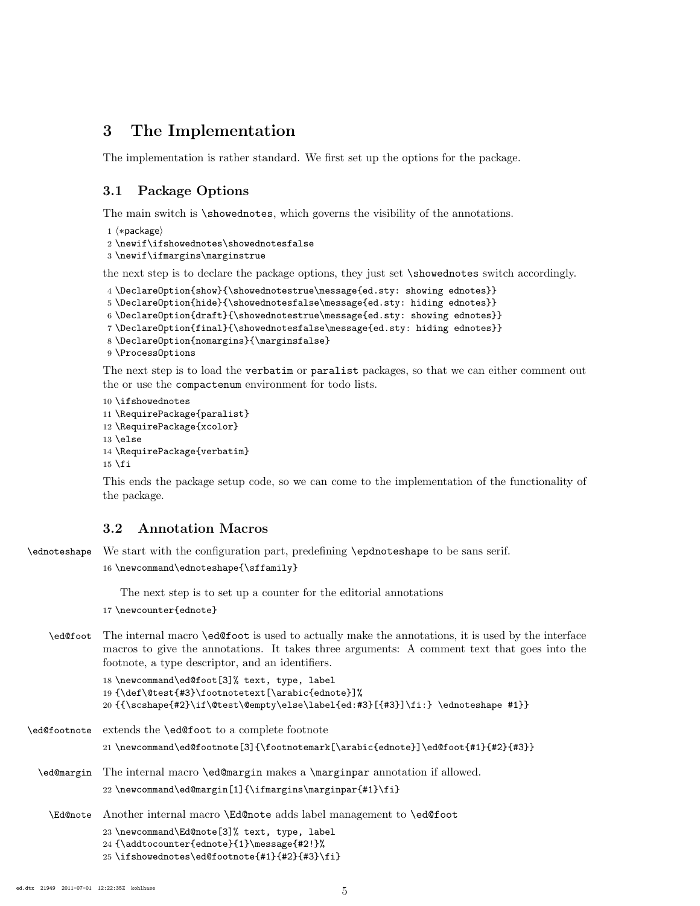# 3 The Implementation

The implementation is rather standard. We first set up the options for the package.

## 3.1 Package Options

The main switch is `\showednotes`, which governs the visibility of the annotations.

```
1 ⟨*package⟩
2 \newif\ifshowednotes\showednotesfalse
3 \newif\ifmargins\marginstrue
```

the next step is to declare the package options, they just set `\showednotes` switch accordingly.

```
4 \DeclareOption{show}{\showednotestrue\message{ed.sty: showing ednotes}}
5 \DeclareOption{hide}{\showednotesfalse\message{ed.sty: hiding ednotes}}
6 \DeclareOption{draft}{\showednotestrue\message{ed.sty: showing ednotes}}
7 \DeclareOption{final}{\showednotesfalse\message{ed.sty: hiding ednotes}}
8 \DeclareOption{nomargins}{\marginsfalse}
9 \ProcessOptions
```

The next step is to load the `verbatim` or `paralist` packages, so that we can either comment out the or use the `compactenum` environment for todo lists.

```
10 \ifshowednotes
11 \RequirePackage{paralist}
12 \RequirePackage{xcolor}
13 \else
14 \RequirePackage{verbatim}
15 \fi
```

This ends the package setup code, so we can come to the implementation of the functionality of the package.

## 3.2 Annotation Macros

`\ednoteshape` We start with the configuration part, predefining `\epdnoteshape` to be sans serif.

```
16 \newcommand\ednoteshape{\sffamily}
```

The next step is to set up a counter for the editorial annotations

```
17 \newcounter{ednote}
```

`\ed@foot` The internal macro `\ed@foot` is used to actually make the annotations, it is used by the interface macros to give the annotations. It takes three arguments: A comment text that goes into the footnote, a type descriptor, and an identifiers.

```
18 \newcommand\ed@foot[3]% text, type, label
19 {\def\@test{#3}\footnotetext[\arabic{ednote}]%
20 {{\scshape{#2}\if\@test\@empty\else\label{ed:#3}[{#3}]\fi:} \ednoteshape #1}}
```

`\ed@footnote` extends the `\ed@foot` to a complete footnote

```
21 \newcommand\ed@footnote[3]{\footnotemark[\arabic{ednote}]\ed@foot{#1}{#2}{#3}}
```

`\ed@margin` The internal macro `\ed@margin` makes a `\marginpar` annotation if allowed.

```
22 \newcommand\ed@margin[1]{\ifmargins\marginpar{#1}\fi}
```

`\Ed@note` Another internal macro `\Ed@note` adds label management to `\ed@foot`

```
23 \newcommand\Ed@note[3]% text, type, label
24 {\addtocounter{ednote}{1}\message{#2!}%
25 \ifshowednotes\ed@footnote{#1}{#2}{#3}\fi}
```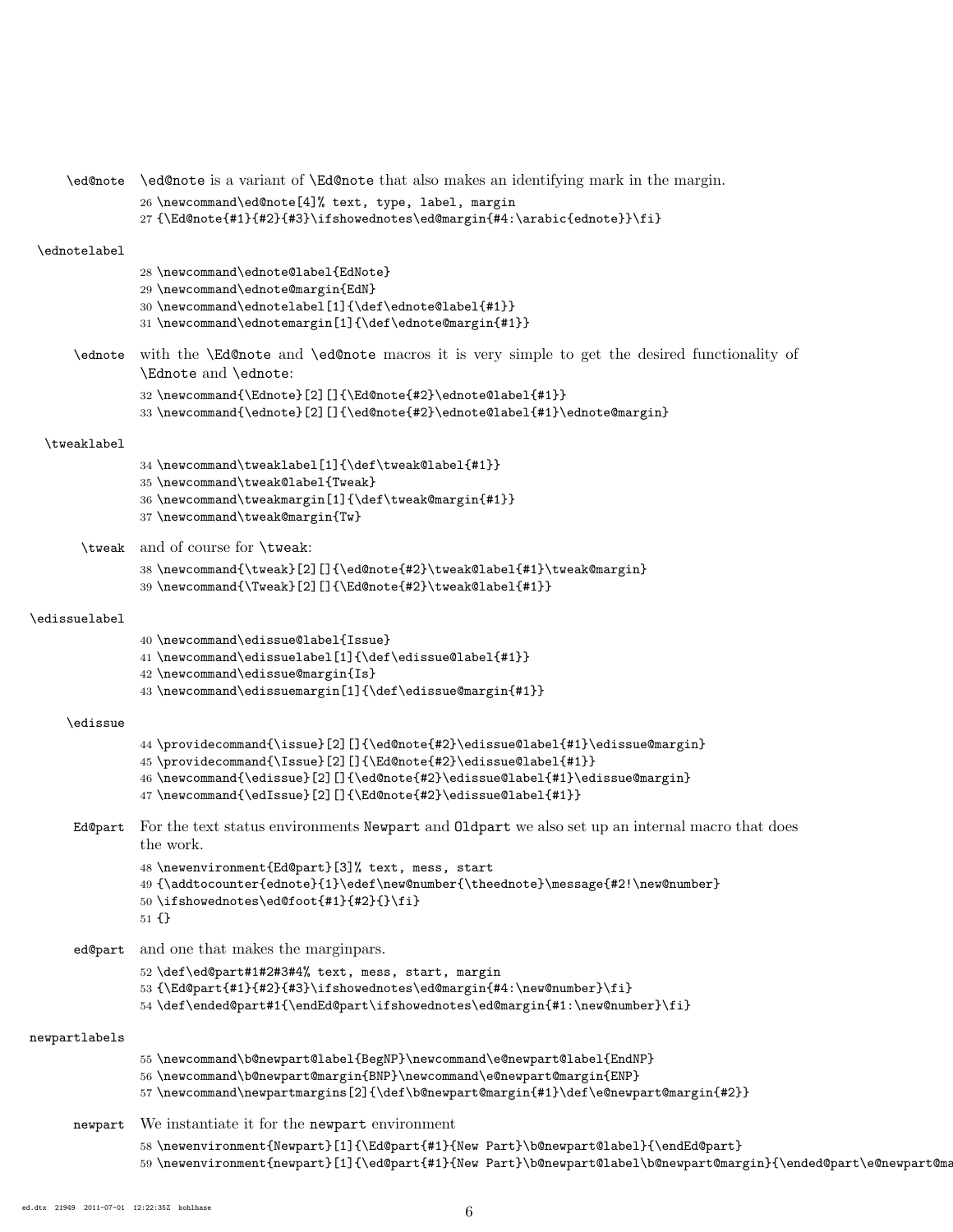`\ed@note` — `\ed@note` is a variant of `\Ed@note` that also makes an identifying mark in the margin.

```
26 \newcommand\ed@note[4]% text, type, label, margin
27 {\Ed@note{#1}{#2}{#3}\ifshowednotes\ed@margin{#4:\arabic{ednote}}\fi}
```

`\ednotelabel`

```
28 \newcommand\ednote@label{EdNote}
29 \newcommand\ednote@margin{EdN}
30 \newcommand\ednotelabel[1]{\def\ednote@label{#1}}
31 \newcommand\ednotemargin[1]{\def\ednote@margin{#1}}
```

`\ednote` — with the `\Ed@note` and `\ed@note` macros it is very simple to get the desired functionality of `\Ednote` and `\ednote`:

```
32 \newcommand{\Ednote}[2][]{\Ed@note{#2}\ednote@label{#1}}
33 \newcommand{\ednote}[2][]{\ed@note{#2}\ednote@label{#1}\ednote@margin}
```

`\tweaklabel`

```
34 \newcommand\tweaklabel[1]{\def\tweak@label{#1}}
35 \newcommand\tweak@label{Tweak}
36 \newcommand\tweakmargin[1]{\def\tweak@margin{#1}}
37 \newcommand\tweak@margin{Tw}
```

`\tweak` — and of course for `\tweak`:

```
38 \newcommand{\tweak}[2][]{\ed@note{#2}\tweak@label{#1}\tweak@margin}
39 \newcommand{\Tweak}[2][]{\Ed@note{#2}\tweak@label{#1}}
```

`\edissuelabel`

```
40 \newcommand\edissue@label{Issue}
41 \newcommand\edissuelabel[1]{\def\edissue@label{#1}}
42 \newcommand\edissue@margin{Is}
43 \newcommand\edissuemargin[1]{\def\edissue@margin{#1}}
```

`\edissue`

```
44 \providecommand{\issue}[2][]{\ed@note{#2}\edissue@label{#1}\edissue@margin}
45 \providecommand{\Issue}[2][]{\Ed@note{#2}\edissue@label{#1}}
46 \newcommand{\edissue}[2][]{\ed@note{#2}\edissue@label{#1}\edissue@margin}
47 \newcommand{\edIssue}[2][]{\Ed@note{#2}\edissue@label{#1}}
```

`Ed@part` — For the text status environments `Newpart` and `Oldpart` we also set up an internal macro that does the work.

```
48 \newenvironment{Ed@part}[3]% text, mess, start
49 {\addtocounter{ednote}{1}\edef\new@number{\theednote}\message{#2!\new@number}
50 \ifshowednotes\ed@foot{#1}{#2}{}\fi}
51 {}
```

`ed@part` — and one that makes the marginpars.

```
52 \def\ed@part#1#2#3#4% text, mess, start, margin
53 {\Ed@part{#1}{#2}{#3}\ifshowednotes\ed@margin{#4:\new@number}\fi}
54 \def\ended@part#1{\endEd@part\ifshowednotes\ed@margin{#1:\new@number}\fi}
```

`newpartlabels`

```
55 \newcommand\b@newpart@label{BegNP}\newcommand\e@newpart@label{EndNP}
56 \newcommand\b@newpart@margin{BNP}\newcommand\e@newpart@margin{ENP}
57 \newcommand\newpartmargins[2]{\def\b@newpart@margin{#1}\def\e@newpart@margin{#2}}
```

`newpart` — We instantiate it for the `newpart` environment

```
58 \newenvironment{Newpart}[1]{\Ed@part{#1}{New Part}\b@newpart@label}{\endEd@part}
59 \newenvironment{newpart}[1]{\ed@part{#1}{New Part}\b@newpart@label\b@newpart@margin}{\ended@part\e@newpart@ma
```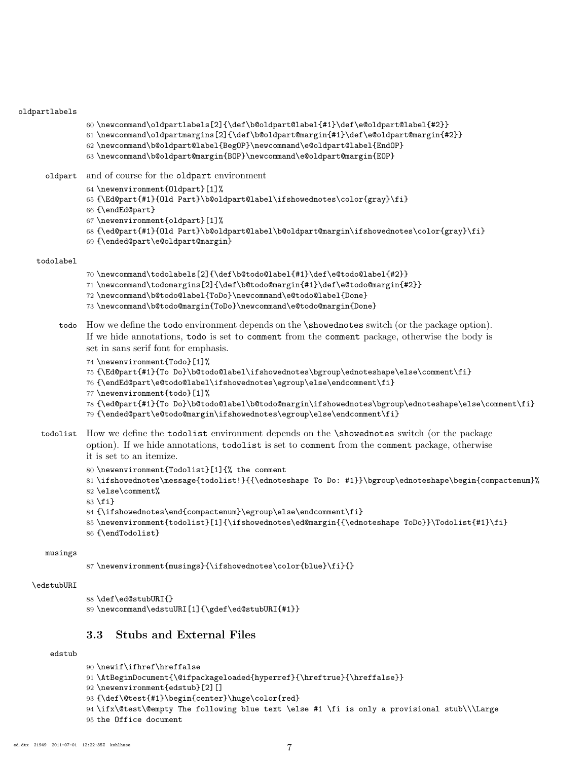oldpartlabels

```
60 \newcommand\oldpartlabels[2]{\def\b@oldpart@label{#1}\def\e@oldpart@label{#2}}
61 \newcommand\oldpartmargins[2]{\def\b@oldpart@margin{#1}\def\e@oldpart@margin{#2}}
62 \newcommand\b@oldpart@label{BegOP}\newcommand\e@oldpart@label{EndOP}
63 \newcommand\b@oldpart@margin{BOP}\newcommand\e@oldpart@margin{EOP}
```

oldpart and of course for the oldpart environment

```
64 \newenvironment{Oldpart}[1]%
65 {\Ed@part{#1}{Old Part}\b@oldpart@label\ifshowednotes\color{gray}\fi}
66 {\endEd@part}
67 \newenvironment{oldpart}[1]%
68 {\ed@part{#1}{Old Part}\b@oldpart@label\b@oldpart@margin\ifshowednotes\color{gray}\fi}
69 {\ended@part\e@oldpart@margin}
```

todolabel

```
70 \newcommand\todolabels[2]{\def\b@todo@label{#1}\def\e@todo@label{#2}}
71 \newcommand\todomargins[2]{\def\b@todo@margin{#1}\def\e@todo@margin{#2}}
72 \newcommand\b@todo@label{ToDo}\newcommand\e@todo@label{Done}
73 \newcommand\b@todo@margin{ToDo}\newcommand\e@todo@margin{Done}
```

todo How we define the todo environment depends on the \showednotes switch (or the package option). If we hide annotations, todo is set to comment from the comment package, otherwise the body is set in sans serif font for emphasis.

```
74 \newenvironment{Todo}[1]%
75 {\Ed@part{#1}{To Do}\b@todo@label\ifshowednotes\bgroup\ednoteshape\else\comment\fi}
76 {\endEd@part\e@todo@label\ifshowednotes\egroup\else\endcomment\fi}
77 \newenvironment{todo}[1]%
78 {\ed@part{#1}{To Do}\b@todo@label\b@todo@margin\ifshowednotes\bgroup\ednoteshape\else\comment\fi}
79 {\ended@part\e@todo@margin\ifshowednotes\egroup\else\endcomment\fi}
```

todolist How we define the todolist environment depends on the \showednotes switch (or the package option). If we hide annotations, todolist is set to comment from the comment package, otherwise it is set to an itemize.

```
80 \newenvironment{Todolist}[1]{% the comment
81 \ifshowednotes\message{todolist!}{{\ednoteshape To Do: #1}}\bgroup\ednoteshape\begin{compactenum}%
82 \else\comment%
83 \fi}
84 {\ifshowednotes\end{compactenum}\egroup\else\endcomment\fi}
85 \newenvironment{todolist}[1]{\ifshowednotes\ed@margin{{\ednoteshape ToDo}}\Todolist{#1}\fi}
86 {\endTodolist}
```

musings

```
87 \newenvironment{musings}{\ifshowednotes\color{blue}\fi}{}
```

\edstubURI

```
88 \def\ed@stubURI{}
89 \newcommand\edstuURI[1]{\gdef\ed@stubURI{#1}}
```

### 3.3 Stubs and External Files

edstub

```
90 \newif\ifhref\hreffalse
91 \AtBeginDocument{\@ifpackageloaded{hyperref}{\hreftrue}{\hreffalse}}
92 \newenvironment{edstub}[2][]
93 {\def\@test{#1}\begin{center}\huge\color{red}
94 \ifx\@test\@empty The following blue text \else #1 \fi is only a provisional stub\\\Large
95 the Office document
```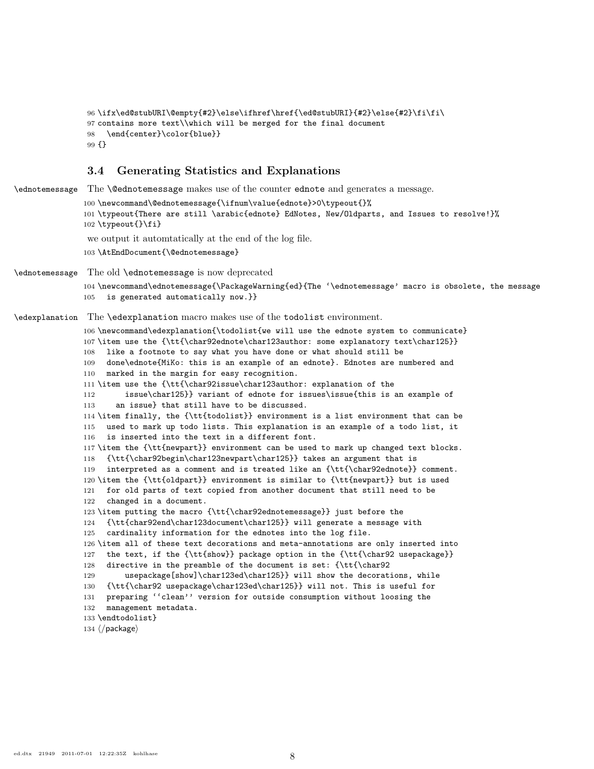```
96 \ifx\ed@stubURI\@empty{#2}\else\ifhref\href{\ed@stubURI}{#2}\else{#2}\fi\fi\
97 contains more text\\which will be merged for the final document
98   \end{center}\color{blue}}
99 {}
```

### 3.4 Generating Statistics and Explanations

\ednotemessage The \@ednotemessage makes use of the counter ednote and generates a message.

```
100 \newcommand\@ednotemessage{\ifnum\value{ednote}>0\typeout{}%
101 \typeout{There are still \arabic{ednote} EdNotes, New/Oldparts, and Issues to resolve!}%
102 \typeout{}\fi}
```

we output it automtatically at the end of the log file.

```
103 \AtEndDocument{\@ednotemessage}
```

\ednotemessage The old \ednotemessage is now deprecated

```
104 \newcommand\ednotemessage{\PackageWarning{ed}{The `\ednotemessage' macro is obsolete, the message
105   is generated automatically now.}}
```

\edexplanation The \edexplanation macro makes use of the todolist environment.

```
106 \newcommand\edexplanation{\todolist{we will use the ednote system to communicate}
107 \item use the {\tt{\char92ednote\char123author: some explanatory text\char125}}
108   like a footnote to say what you have done or what should still be
109   done\ednote{MiKo: this is an example of an ednote}. Ednotes are numbered and
110   marked in the margin for easy recognition.
111 \item use the {\tt{\char92issue\char123author: explanation of the
112       issue\char125}} variant of ednote for issues\issue{this is an example of
113     an issue} that still have to be discussed.
114 \item finally, the {\tt{todolist}} environment is a list environment that can be
115   used to mark up todo lists. This explanation is an example of a todo list, it
116   is inserted into the text in a different font.
117 \item the {\tt{newpart}} environment can be used to mark up changed text blocks.
118   {\tt{\char92begin\char123newpart\char125}} takes an argument that is
119   interpreted as a comment and is treated like an {\tt{\char92ednote}} comment.
120 \item the {\tt{oldpart}} environment is similar to {\tt{newpart}} but is used
121   for old parts of text copied from another document that still need to be
122   changed in a document.
123 \item putting the macro {\tt{\char92ednotemessage}} just before the
124   {\tt{char92end\char123document\char125}} will generate a message with
125   cardinality information for the ednotes into the log file.
126 \item all of these text decorations and meta-annotations are only inserted into
127   the text, if the {\tt{show}} package option in the {\tt{\char92 usepackage}}
128   directive in the preamble of the document is set: {\tt{\char92
129       usepackage[show]\char123ed\char125}} will show the decorations, while
130   {\tt{\char92 usepackage\char123ed\char125}} will not. This is useful for
131   preparing ``clean'' version for outside consumption without loosing the
132   management metadata.
133 \endtodolist}
134 ⟨/package⟩
```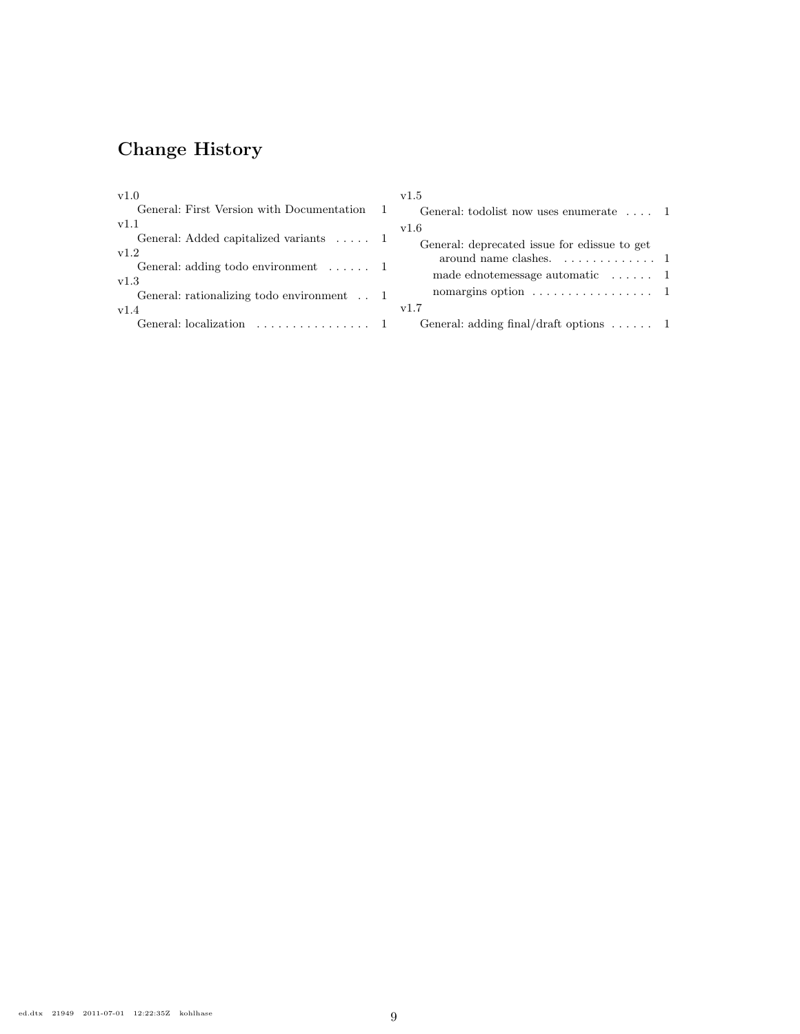# Change History

v1.0

General: First Version with Documentation . . . 1

v1.1

General: Added capitalized variants . . . . . 1

v1.2

General: adding todo environment . . . . . . 1

v1.3

General: rationalizing todo environment . . 1

v1.4

General: localization . . . . . . . . . . . . . . . . 1

v1.5

General: todolist now uses enumerate . . . . 1

v1.6

General: deprecated issue for edissue to get around name clashes. . . . . . . . . . . . . . 1

made ednotemessage automatic . . . . . . 1

nomargins option . . . . . . . . . . . . . . . . . 1

v1.7

General: adding final/draft options . . . . . . 1